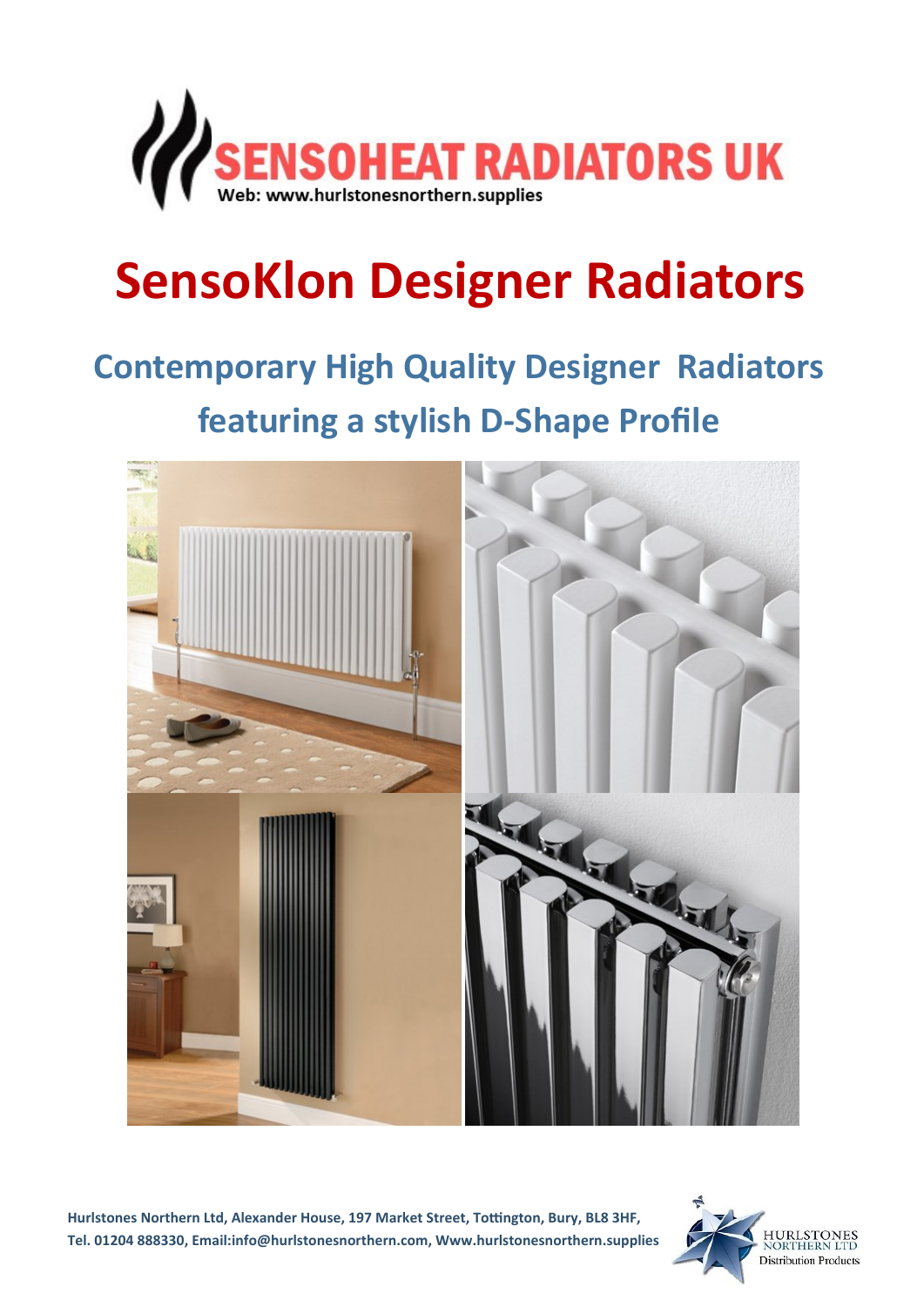SENSOHEAT RADIATORS UK

Web: www.hurlstonesnorthern.supplies

# SensoKlon Designer Radiators

## Contemporary High Quality Designer Radiators featuring a stylish D-Shape Profile

**Hurlstones Northern Ltd, Alexander House, 197 Market Street, Tottington, Bury, BL8 3HF, Tel. 01204 888330, Email:info@hurlstonesnorthern.com, Www.hurlstonesnorthern.supplies**

HURLSTONES NORTHERN LTD
Distribution Products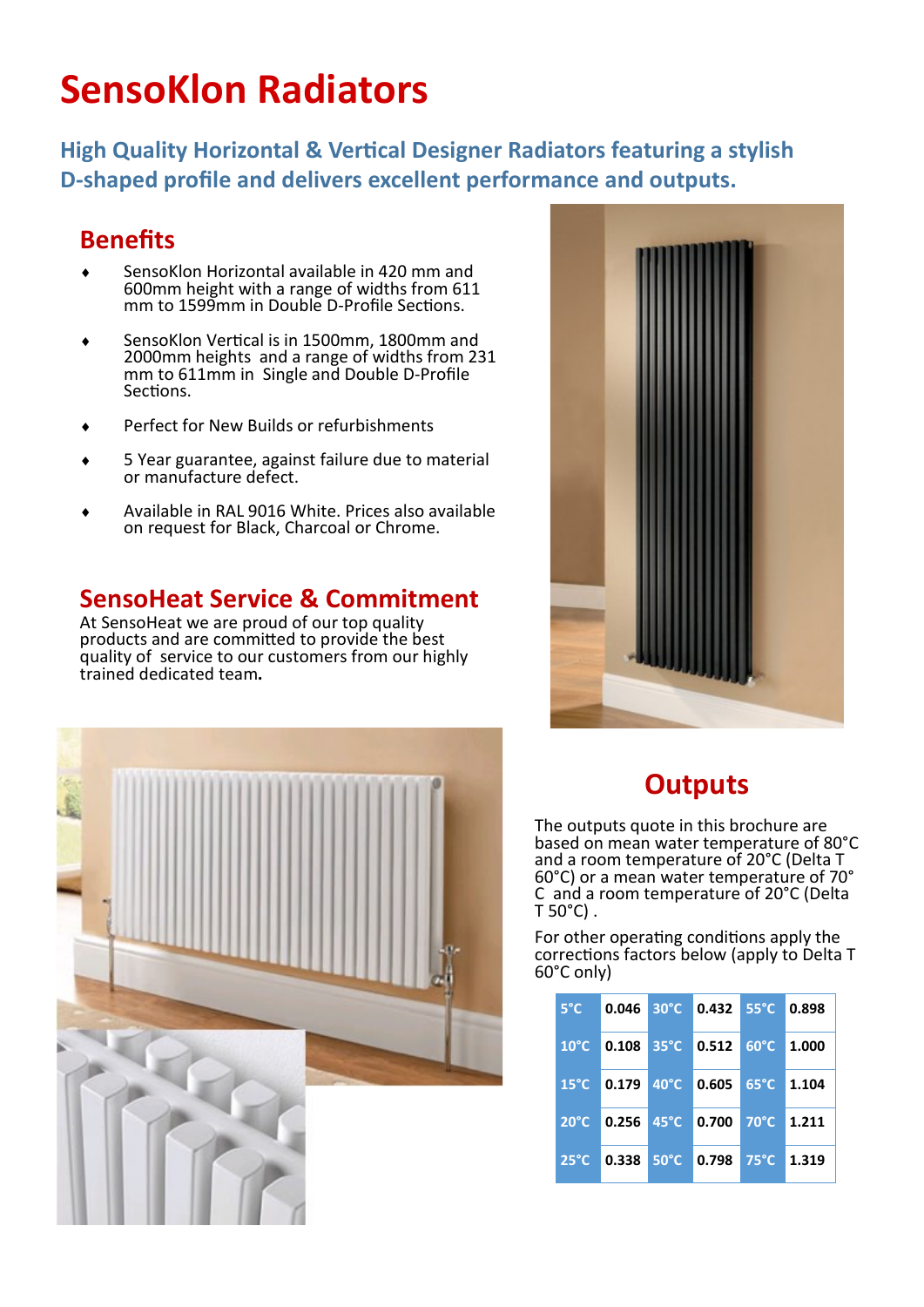# SensoKlon Radiators

## High Quality Horizontal & Vertical Designer Radiators featuring a stylish D-shaped profile and delivers excellent performance and outputs.

## Benefits

- SensoKlon Horizontal available in 420 mm and 600mm height with a range of widths from 611 mm to 1599mm in Double D-Profile Sections.
- SensoKlon Vertical is in 1500mm, 1800mm and 2000mm heights and a range of widths from 231 mm to 611mm in Single and Double D-Profile Sections.
- Perfect for New Builds or refurbishments
- 5 Year guarantee, against failure due to material or manufacture defect.
- Available in RAL 9016 White. Prices also available on request for Black, Charcoal or Chrome.

## SensoHeat Service & Commitment

At SensoHeat we are proud of our top quality products and are committed to provide the best quality of service to our customers from our highly trained dedicated team.

## Outputs

The outputs quote in this brochure are based on mean water temperature of 80°C and a room temperature of 20°C (Delta T 60°C) or a mean water temperature of 70° C and a room temperature of 20°C (Delta T 50°C) .

For other operating conditions apply the corrections factors below (apply to Delta T 60°C only)

| 5°C | 0.046 | 30°C | 0.432 | 55°C | 0.898 |
|---|---|---|---|---|---|
| 10°C | 0.108 | 35°C | 0.512 | 60°C | 1.000 |
| 15°C | 0.179 | 40°C | 0.605 | 65°C | 1.104 |
| 20°C | 0.256 | 45°C | 0.700 | 70°C | 1.211 |
| 25°C | 0.338 | 50°C | 0.798 | 75°C | 1.319 |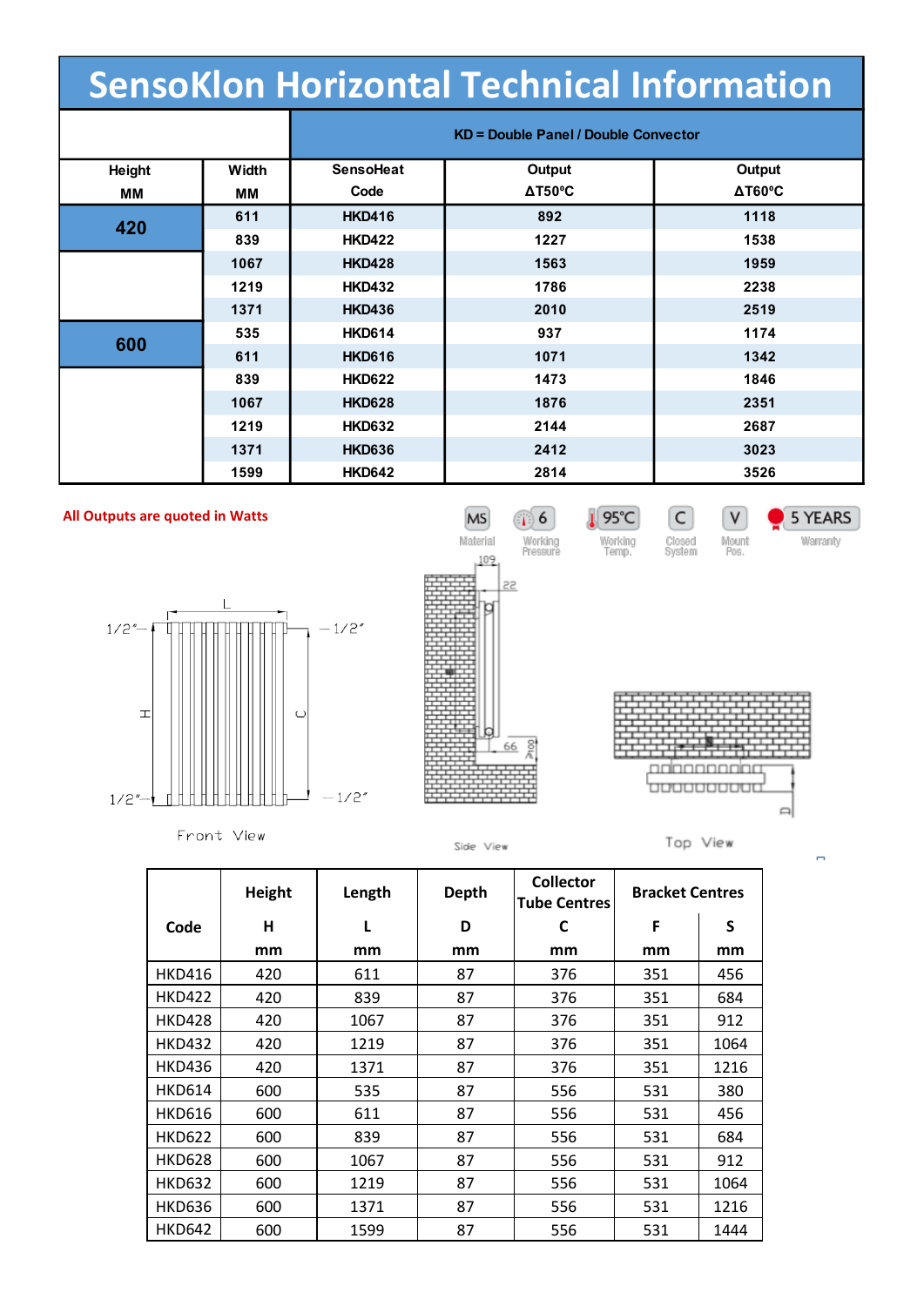# SensoKlon Horizontal Technical Information

| Height MM | Width MM | SensoHeat Code | Output ΔT50ºC | Output ΔT60ºC |
|---|---|---|---|---|
| | | KD = Double Panel / Double Convector | | |
| 420 | 611 | HKD416 | 892 | 1118 |
| | 839 | HKD422 | 1227 | 1538 |
| | 1067 | HKD428 | 1563 | 1959 |
| | 1219 | HKD432 | 1786 | 2238 |
| | 1371 | HKD436 | 2010 | 2519 |
| 600 | 535 | HKD614 | 937 | 1174 |
| | 611 | HKD616 | 1071 | 1342 |
| | 839 | HKD622 | 1473 | 1846 |
| | 1067 | HKD628 | 1876 | 2351 |
| | 1219 | HKD632 | 2144 | 2687 |
| | 1371 | HKD636 | 2412 | 3023 |
| | 1599 | HKD642 | 2814 | 3526 |

**All Outputs are quoted in Watts**

MS Material | 6 Working Pressure | 95°C Working Temp. | C Closed System | V Mount Pos. | 5 YEARS Warranty

Front View

Side View

Top View

| Code | Height H mm | Length L mm | Depth D mm | Collector Tube Centres C mm | Bracket Centres F mm | Bracket Centres S mm |
|---|---|---|---|---|---|---|
| HKD416 | 420 | 611 | 87 | 376 | 351 | 456 |
| HKD422 | 420 | 839 | 87 | 376 | 351 | 684 |
| HKD428 | 420 | 1067 | 87 | 376 | 351 | 912 |
| HKD432 | 420 | 1219 | 87 | 376 | 351 | 1064 |
| HKD436 | 420 | 1371 | 87 | 376 | 351 | 1216 |
| HKD614 | 600 | 535 | 87 | 556 | 531 | 380 |
| HKD616 | 600 | 611 | 87 | 556 | 531 | 456 |
| HKD622 | 600 | 839 | 87 | 556 | 531 | 684 |
| HKD628 | 600 | 1067 | 87 | 556 | 531 | 912 |
| HKD632 | 600 | 1219 | 87 | 556 | 531 | 1064 |
| HKD636 | 600 | 1371 | 87 | 556 | 531 | 1216 |
| HKD642 | 600 | 1599 | 87 | 556 | 531 | 1444 |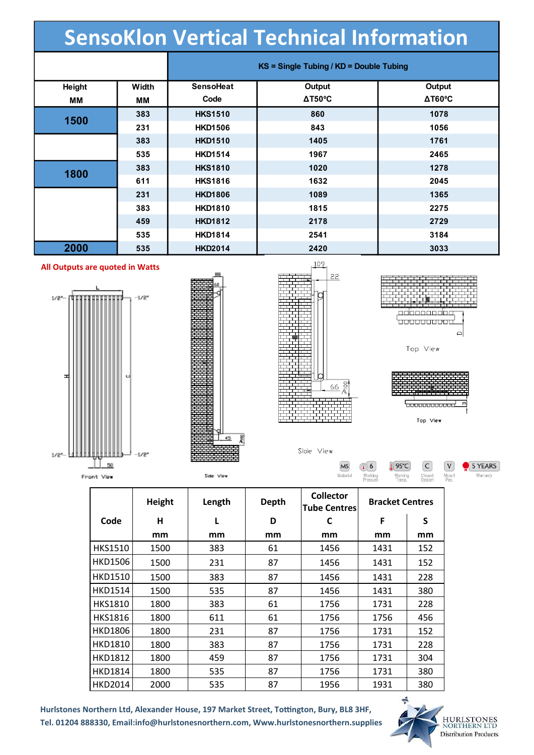# SensoKlon Vertical Technical Information

| Height MM | Width MM | SensoHeat Code | Output ΔT50ºC | Output ΔT60ºC |
|---|---|---|---|---|
| | | KS = Single Tubing / KD = Double Tubing | | |
| 1500 | 383 | HKS1510 | 860 | 1078 |
| | 231 | HKD1506 | 843 | 1056 |
| | 383 | HKD1510 | 1405 | 1761 |
| | 535 | HKD1514 | 1967 | 2465 |
| 1800 | 383 | HKS1810 | 1020 | 1278 |
| | 611 | HKS1816 | 1632 | 2045 |
| | 231 | HKD1806 | 1089 | 1365 |
| | 383 | HKD1810 | 1815 | 2275 |
| | 459 | HKD1812 | 2178 | 2729 |
| | 535 | HKD1814 | 2541 | 3184 |
| 2000 | 535 | HKD2014 | 2420 | 3033 |

**All Outputs are quoted in Watts**

1/2" L 1/2" H C 1/2" 1/2" 50

Front View

88 60 45 100

Side View

109 22 66 100

Side View

D

Top View

Top View

MS Material · 6 Working Pressure · 95°C Working Temp. · C Closed System · V Mount Pos. · 5 YEARS Warranty

| Code | Height H mm | Length L mm | Depth D mm | Collector Tube Centres C mm | Bracket Centres F mm | S mm |
|---|---|---|---|---|---|---|
| HKS1510 | 1500 | 383 | 61 | 1456 | 1431 | 152 |
| HKD1506 | 1500 | 231 | 87 | 1456 | 1431 | 152 |
| HKD1510 | 1500 | 383 | 87 | 1456 | 1431 | 228 |
| HKD1514 | 1500 | 535 | 87 | 1456 | 1431 | 380 |
| HKS1810 | 1800 | 383 | 61 | 1756 | 1731 | 228 |
| HKS1816 | 1800 | 611 | 61 | 1756 | 1756 | 456 |
| HKD1806 | 1800 | 231 | 87 | 1756 | 1731 | 152 |
| HKD1810 | 1800 | 383 | 87 | 1756 | 1731 | 228 |
| HKD1812 | 1800 | 459 | 87 | 1756 | 1731 | 304 |
| HKD1814 | 1800 | 535 | 87 | 1756 | 1731 | 380 |
| HKD2014 | 2000 | 535 | 87 | 1956 | 1931 | 380 |

**Hurlstones Northern Ltd, Alexander House, 197 Market Street, Tottington, Bury, BL8 3HF,**
**Tel. 01204 888330, Email:info@hurlstonesnorthern.com, Www.hurlstonesnorthern.supplies**

HURLSTONES NORTHERN LTD
Distribution Products